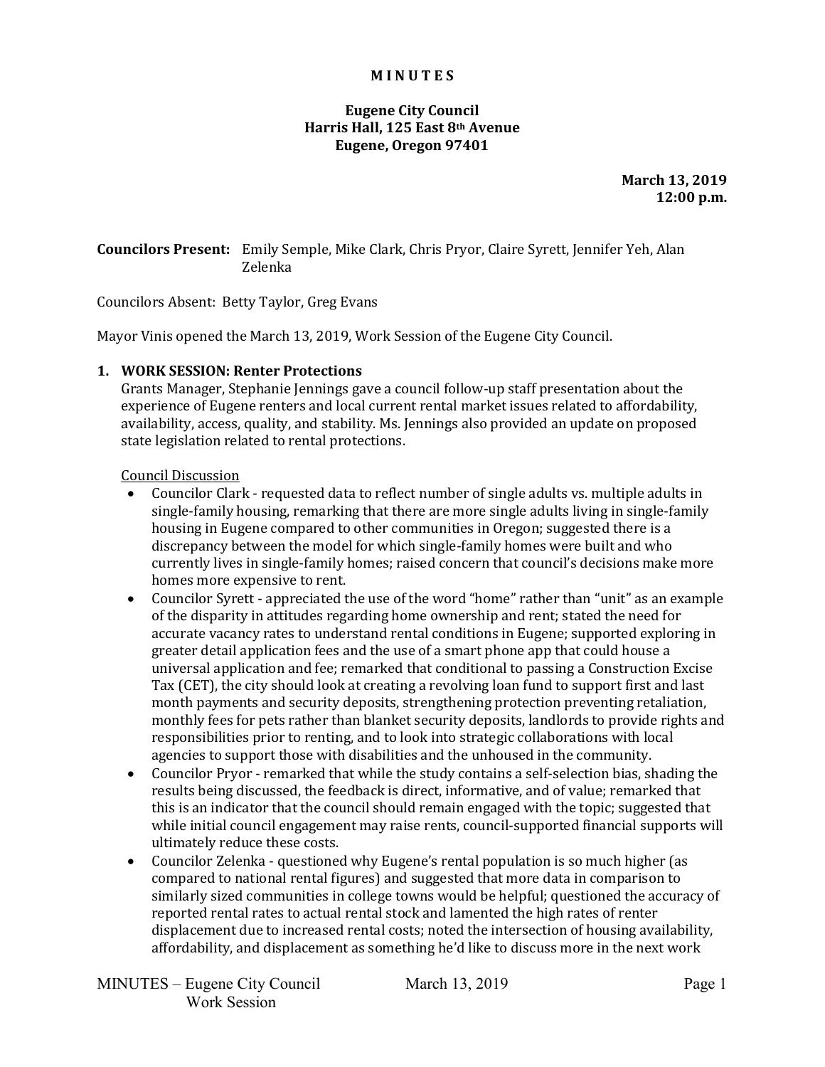# MINUTES

**Eugene City Council**
**Harris Hall, 125 East 8th Avenue**
**Eugene, Oregon 97401**

**March 13, 2019**
**12:00 p.m.**

**Councilors Present:** Emily Semple, Mike Clark, Chris Pryor, Claire Syrett, Jennifer Yeh, Alan Zelenka

Councilors Absent: Betty Taylor, Greg Evans

Mayor Vinis opened the March 13, 2019, Work Session of the Eugene City Council.

## 1. WORK SESSION: Renter Protections

Grants Manager, Stephanie Jennings gave a council follow-up staff presentation about the experience of Eugene renters and local current rental market issues related to affordability, availability, access, quality, and stability. Ms. Jennings also provided an update on proposed state legislation related to rental protections.

Council Discussion

- Councilor Clark - requested data to reflect number of single adults vs. multiple adults in single-family housing, remarking that there are more single adults living in single-family housing in Eugene compared to other communities in Oregon; suggested there is a discrepancy between the model for which single-family homes were built and who currently lives in single-family homes; raised concern that council's decisions make more homes more expensive to rent.
- Councilor Syrett - appreciated the use of the word "home" rather than "unit" as an example of the disparity in attitudes regarding home ownership and rent; stated the need for accurate vacancy rates to understand rental conditions in Eugene; supported exploring in greater detail application fees and the use of a smart phone app that could house a universal application and fee; remarked that conditional to passing a Construction Excise Tax (CET), the city should look at creating a revolving loan fund to support first and last month payments and security deposits, strengthening protection preventing retaliation, monthly fees for pets rather than blanket security deposits, landlords to provide rights and responsibilities prior to renting, and to look into strategic collaborations with local agencies to support those with disabilities and the unhoused in the community.
- Councilor Pryor - remarked that while the study contains a self-selection bias, shading the results being discussed, the feedback is direct, informative, and of value; remarked that this is an indicator that the council should remain engaged with the topic; suggested that while initial council engagement may raise rents, council-supported financial supports will ultimately reduce these costs.
- Councilor Zelenka - questioned why Eugene's rental population is so much higher (as compared to national rental figures) and suggested that more data in comparison to similarly sized communities in college towns would be helpful; questioned the accuracy of reported rental rates to actual rental stock and lamented the high rates of renter displacement due to increased rental costs; noted the intersection of housing availability, affordability, and displacement as something he'd like to discuss more in the next work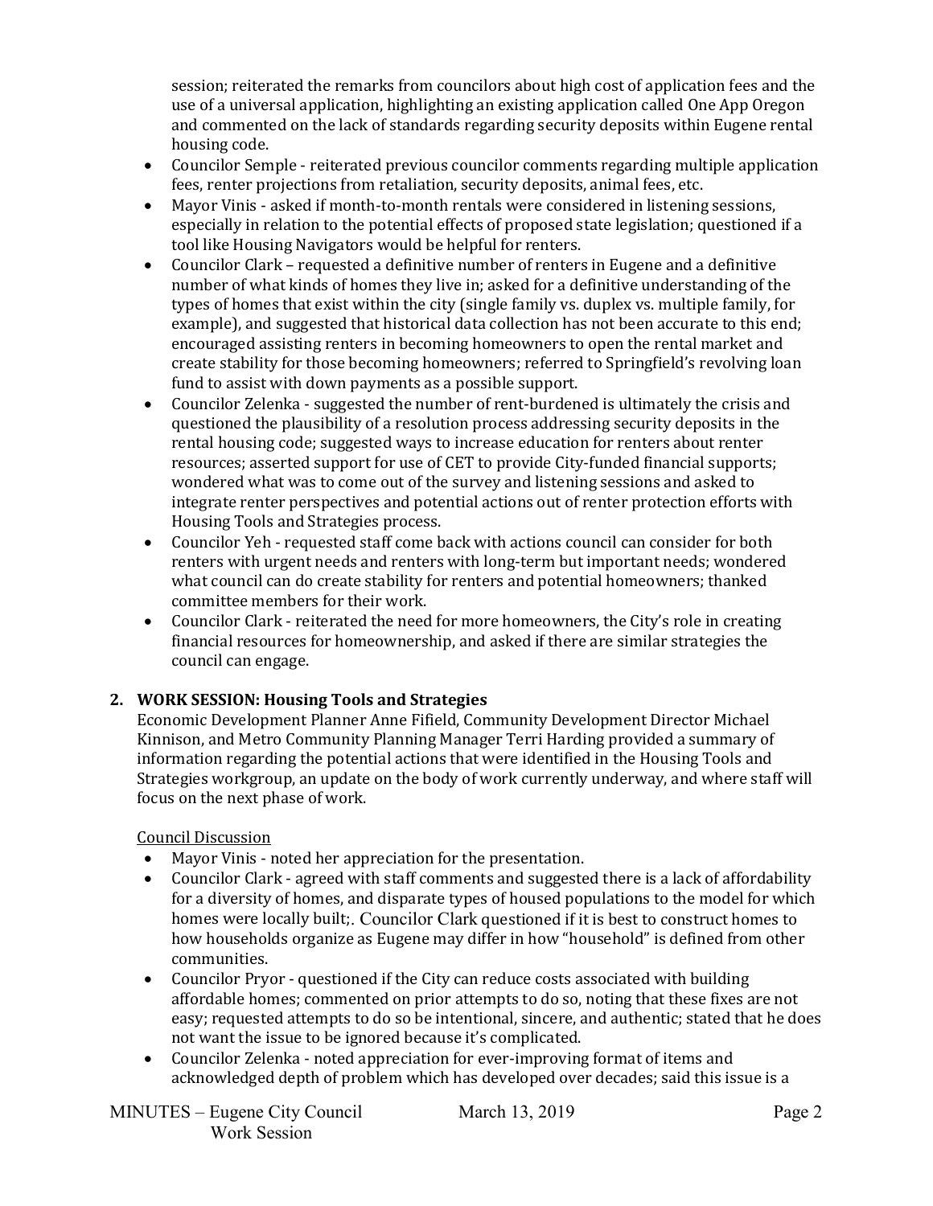session; reiterated the remarks from councilors about high cost of application fees and the use of a universal application, highlighting an existing application called One App Oregon and commented on the lack of standards regarding security deposits within Eugene rental housing code.

- Councilor Semple - reiterated previous councilor comments regarding multiple application fees, renter projections from retaliation, security deposits, animal fees, etc.
- Mayor Vinis - asked if month-to-month rentals were considered in listening sessions, especially in relation to the potential effects of proposed state legislation; questioned if a tool like Housing Navigators would be helpful for renters.
- Councilor Clark – requested a definitive number of renters in Eugene and a definitive number of what kinds of homes they live in; asked for a definitive understanding of the types of homes that exist within the city (single family vs. duplex vs. multiple family, for example), and suggested that historical data collection has not been accurate to this end; encouraged assisting renters in becoming homeowners to open the rental market and create stability for those becoming homeowners; referred to Springfield's revolving loan fund to assist with down payments as a possible support.
- Councilor Zelenka - suggested the number of rent-burdened is ultimately the crisis and questioned the plausibility of a resolution process addressing security deposits in the rental housing code; suggested ways to increase education for renters about renter resources; asserted support for use of CET to provide City-funded financial supports; wondered what was to come out of the survey and listening sessions and asked to integrate renter perspectives and potential actions out of renter protection efforts with Housing Tools and Strategies process.
- Councilor Yeh - requested staff come back with actions council can consider for both renters with urgent needs and renters with long-term but important needs; wondered what council can do create stability for renters and potential homeowners; thanked committee members for their work.
- Councilor Clark - reiterated the need for more homeowners, the City's role in creating financial resources for homeownership, and asked if there are similar strategies the council can engage.

## 2. WORK SESSION: Housing Tools and Strategies

Economic Development Planner Anne Fifield, Community Development Director Michael Kinnison, and Metro Community Planning Manager Terri Harding provided a summary of information regarding the potential actions that were identified in the Housing Tools and Strategies workgroup, an update on the body of work currently underway, and where staff will focus on the next phase of work.

Council Discussion

- Mayor Vinis - noted her appreciation for the presentation.
- Councilor Clark - agreed with staff comments and suggested there is a lack of affordability for a diversity of homes, and disparate types of housed populations to the model for which homes were locally built;. Councilor Clark questioned if it is best to construct homes to how households organize as Eugene may differ in how "household" is defined from other communities.
- Councilor Pryor - questioned if the City can reduce costs associated with building affordable homes; commented on prior attempts to do so, noting that these fixes are not easy; requested attempts to do so be intentional, sincere, and authentic; stated that he does not want the issue to be ignored because it's complicated.
- Councilor Zelenka - noted appreciation for ever-improving format of items and acknowledged depth of problem which has developed over decades; said this issue is a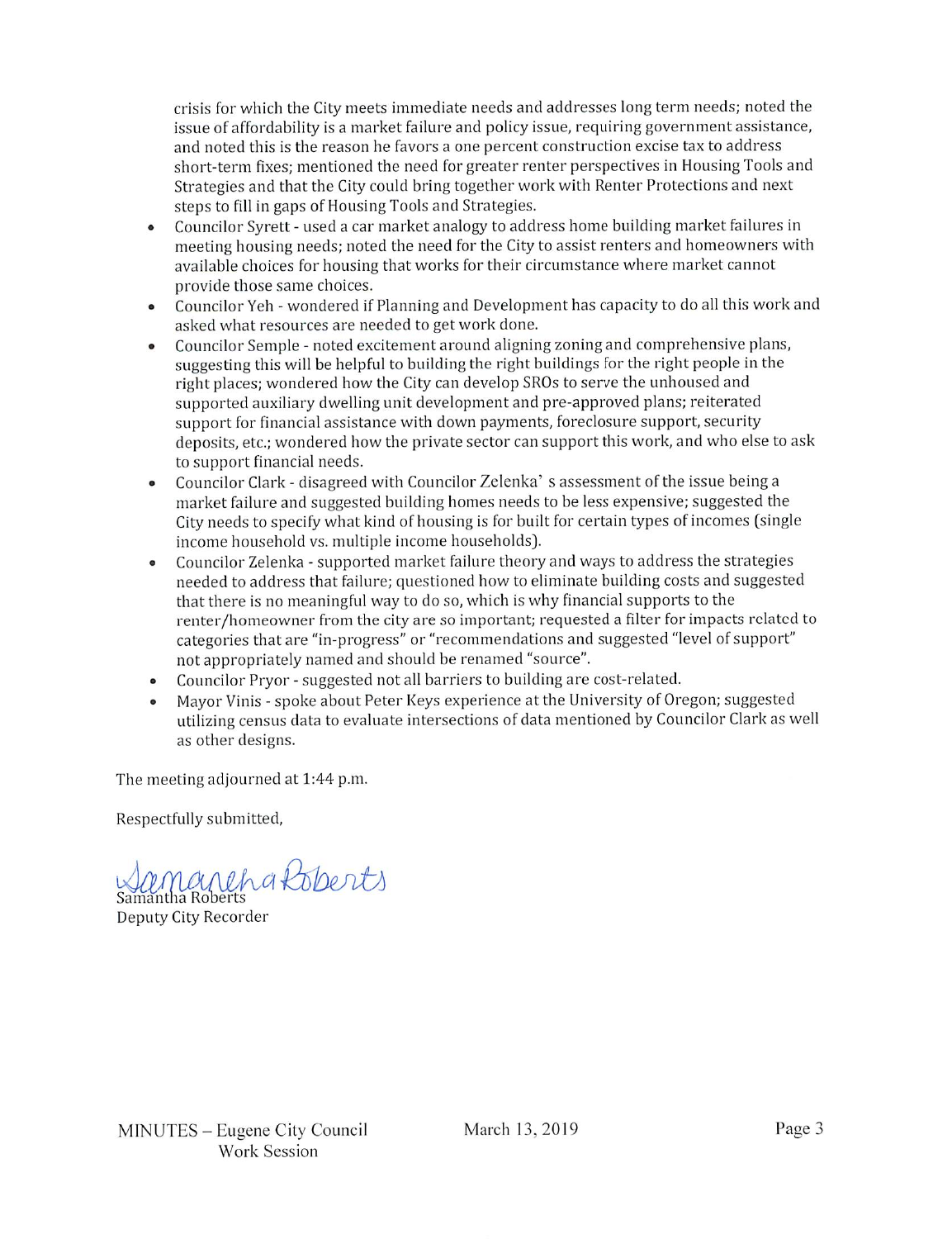crisis for which the City meets immediate needs and addresses long term needs; noted the issue of affordability is a market failure and policy issue, requiring government assistance, and noted this is the reason he favors a one percent construction excise tax to address short-term fixes; mentioned the need for greater renter perspectives in Housing Tools and Strategies and that the City could bring together work with Renter Protections and next steps to fill in gaps of Housing Tools and Strategies.

- Councilor Syrett - used a car market analogy to address home building market failures in meeting housing needs; noted the need for the City to assist renters and homeowners with available choices for housing that works for their circumstance where market cannot provide those same choices.
- Councilor Yeh - wondered if Planning and Development has capacity to do all this work and asked what resources are needed to get work done.
- Councilor Semple - noted excitement around aligning zoning and comprehensive plans, suggesting this will be helpful to building the right buildings for the right people in the right places; wondered how the City can develop SROs to serve the unhoused and supported auxiliary dwelling unit development and pre-approved plans; reiterated support for financial assistance with down payments, foreclosure support, security deposits, etc.; wondered how the private sector can support this work, and who else to ask to support financial needs.
- Councilor Clark - disagreed with Councilor Zelenka' s assessment of the issue being a market failure and suggested building homes needs to be less expensive; suggested the City needs to specify what kind of housing is for built for certain types of incomes (single income household vs. multiple income households).
- Councilor Zelenka - supported market failure theory and ways to address the strategies needed to address that failure; questioned how to eliminate building costs and suggested that there is no meaningful way to do so, which is why financial supports to the renter/homeowner from the city are so important; requested a filter for impacts related to categories that are "in-progress" or "recommendations and suggested "level of support" not appropriately named and should be renamed "source".
- Councilor Pryor - suggested not all barriers to building are cost-related.
- Mayor Vinis - spoke about Peter Keys experience at the University of Oregon; suggested utilizing census data to evaluate intersections of data mentioned by Councilor Clark as well as other designs.

The meeting adjourned at 1:44 p.m.

Respectfully submitted,

Samantha Roberts
Deputy City Recorder

MINUTES – Eugene City Council Work Session    March 13, 2019